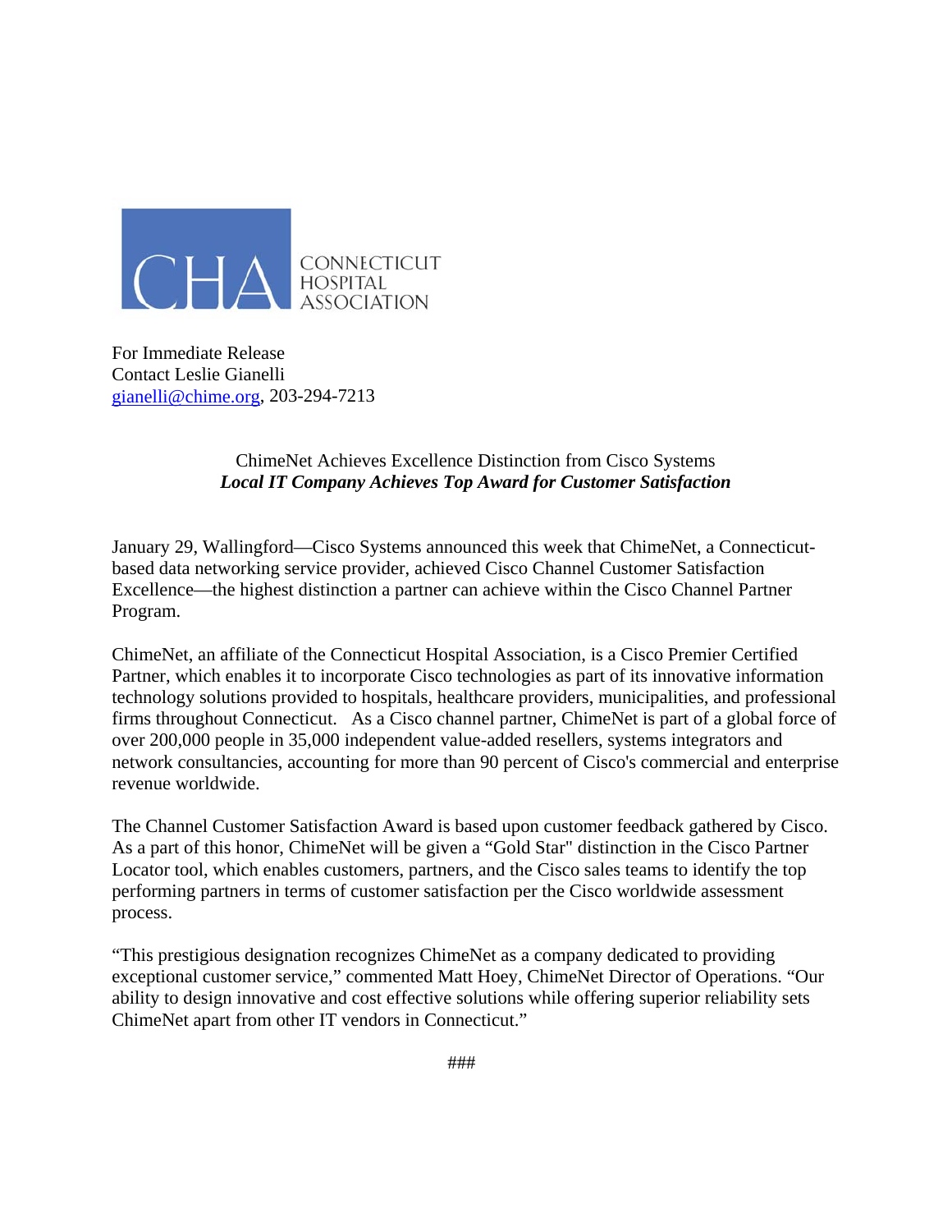CHA CONNECTICUT HOSPITAL ASSOCIATION

For Immediate Release
Contact Leslie Gianelli
gianelli@chime.org, 203-294-7213

ChimeNet Achieves Excellence Distinction from Cisco Systems
***Local IT Company Achieves Top Award for Customer Satisfaction***

January 29, Wallingford—Cisco Systems announced this week that ChimeNet, a Connecticut-based data networking service provider, achieved Cisco Channel Customer Satisfaction Excellence—the highest distinction a partner can achieve within the Cisco Channel Partner Program.

ChimeNet, an affiliate of the Connecticut Hospital Association, is a Cisco Premier Certified Partner, which enables it to incorporate Cisco technologies as part of its innovative information technology solutions provided to hospitals, healthcare providers, municipalities, and professional firms throughout Connecticut. As a Cisco channel partner, ChimeNet is part of a global force of over 200,000 people in 35,000 independent value-added resellers, systems integrators and network consultancies, accounting for more than 90 percent of Cisco's commercial and enterprise revenue worldwide.

The Channel Customer Satisfaction Award is based upon customer feedback gathered by Cisco. As a part of this honor, ChimeNet will be given a "Gold Star" distinction in the Cisco Partner Locator tool, which enables customers, partners, and the Cisco sales teams to identify the top performing partners in terms of customer satisfaction per the Cisco worldwide assessment process.

"This prestigious designation recognizes ChimeNet as a company dedicated to providing exceptional customer service," commented Matt Hoey, ChimeNet Director of Operations. "Our ability to design innovative and cost effective solutions while offering superior reliability sets ChimeNet apart from other IT vendors in Connecticut."

###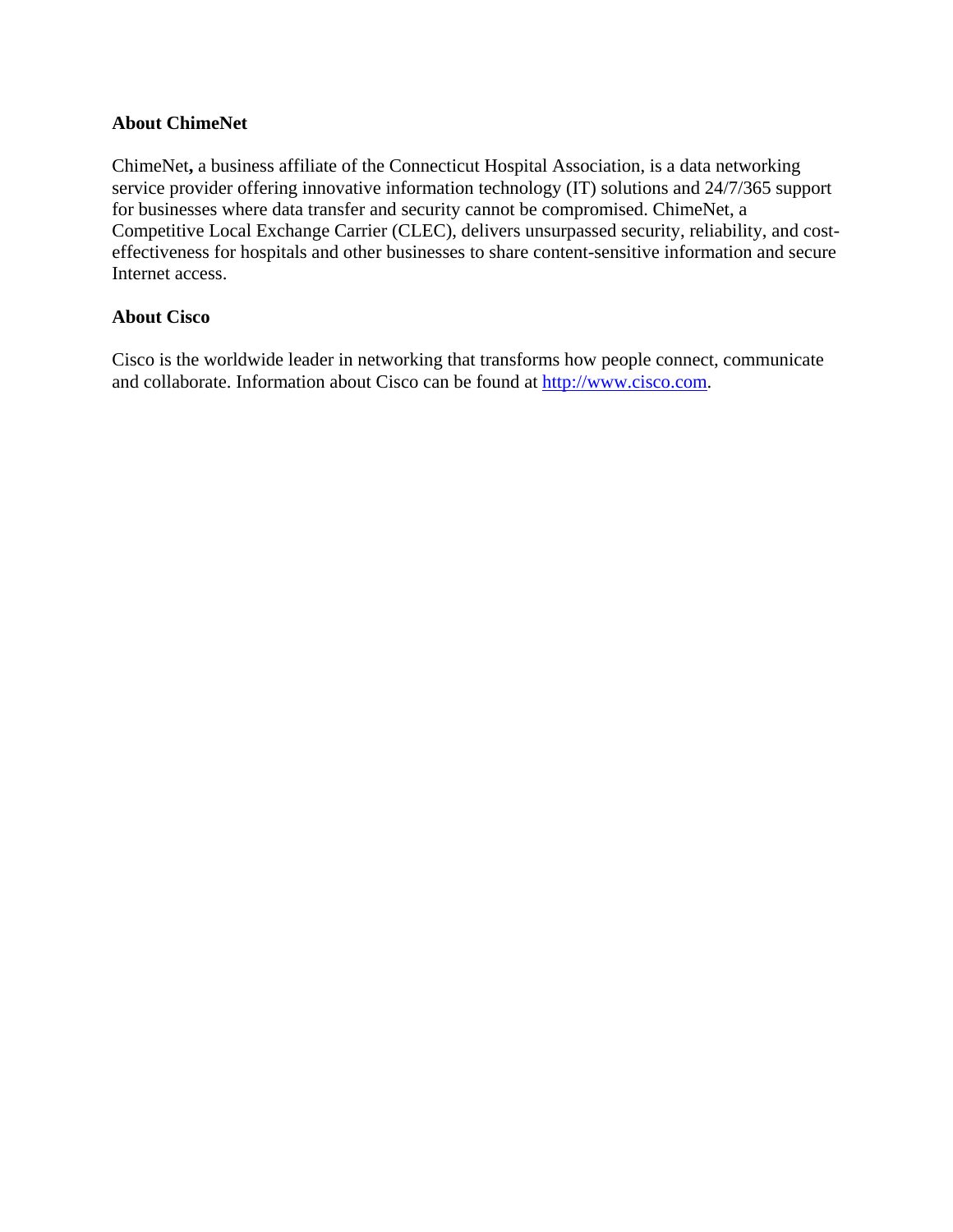**About ChimeNet**

ChimeNet**,** a business affiliate of the Connecticut Hospital Association, is a data networking service provider offering innovative information technology (IT) solutions and 24/7/365 support for businesses where data transfer and security cannot be compromised. ChimeNet, a Competitive Local Exchange Carrier (CLEC), delivers unsurpassed security, reliability, and cost-effectiveness for hospitals and other businesses to share content-sensitive information and secure Internet access.

**About Cisco**

Cisco is the worldwide leader in networking that transforms how people connect, communicate and collaborate. Information about Cisco can be found at http://www.cisco.com.